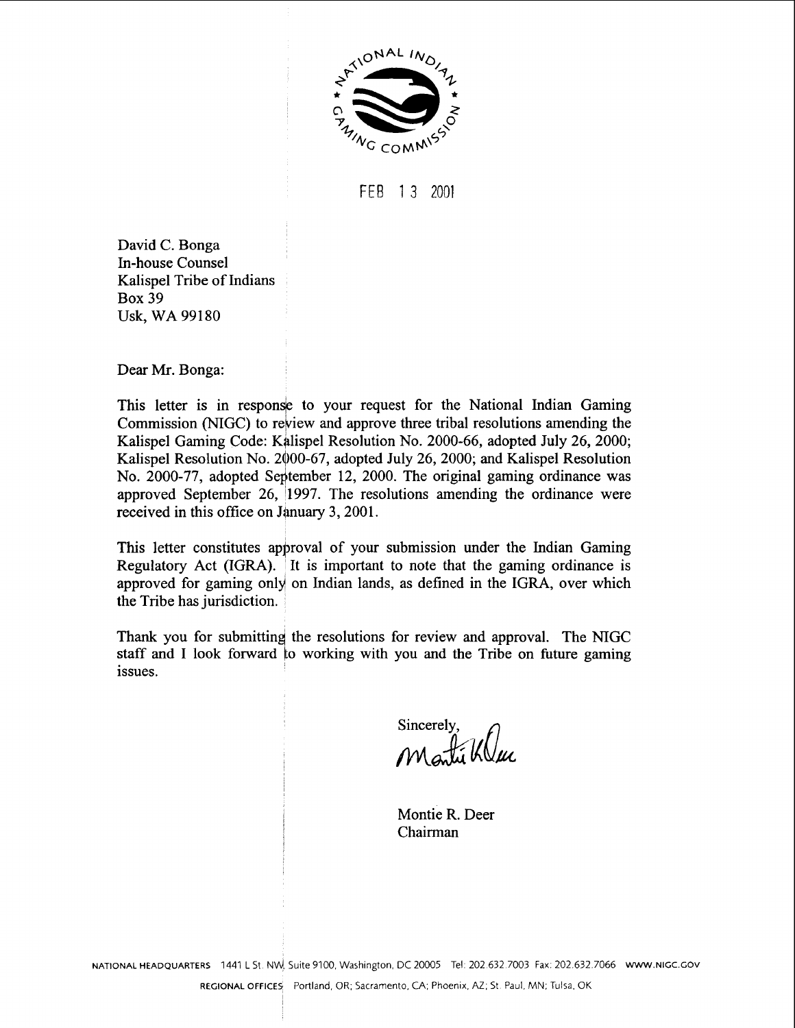NATIONAL INDIAN GAMING COMMISSION

FEB 13 2001

David C. Bonga
In-house Counsel
Kalispel Tribe of Indians
Box 39
Usk, WA 99180

Dear Mr. Bonga:

This letter is in response to your request for the National Indian Gaming Commission (NIGC) to review and approve three tribal resolutions amending the Kalispel Gaming Code: Kalispel Resolution No. 2000-66, adopted July 26, 2000; Kalispel Resolution No. 2000-67, adopted July 26, 2000; and Kalispel Resolution No. 2000-77, adopted September 12, 2000. The original gaming ordinance was approved September 26, 1997. The resolutions amending the ordinance were received in this office on January 3, 2001.

This letter constitutes approval of your submission under the Indian Gaming Regulatory Act (IGRA). It is important to note that the gaming ordinance is approved for gaming only on Indian lands, as defined in the IGRA, over which the Tribe has jurisdiction.

Thank you for submitting the resolutions for review and approval. The NIGC staff and I look forward to working with you and the Tribe on future gaming issues.

Sincerely,

Montie R. Deer
Chairman

NATIONAL HEADQUARTERS 1441 L St. NW, Suite 9100, Washington, DC 20005 Tel: 202.632.7003 Fax: 202.632.7066 WWW.NIGC.GOV

REGIONAL OFFICES Portland, OR; Sacramento, CA; Phoenix, AZ; St. Paul, MN; Tulsa, OK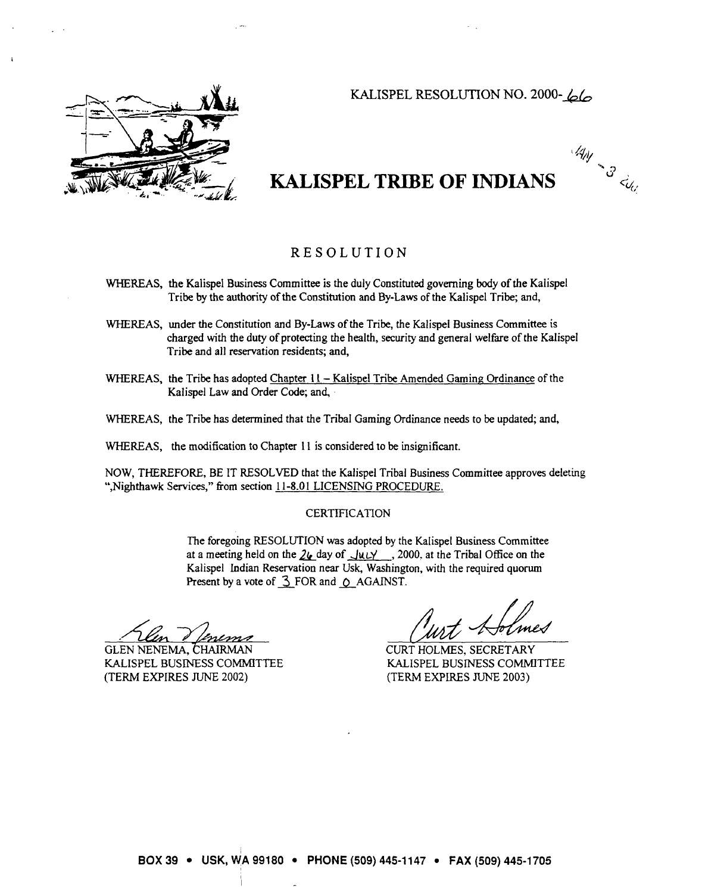KALISPEL RESOLUTION NO. 2000-66

# KALISPEL TRIBE OF INDIANS

## RESOLUTION

WHEREAS, the Kalispel Business Committee is the duly Constituted governing body of the Kalispel Tribe by the authority of the Constitution and By-Laws of the Kalispel Tribe; and,

WHEREAS, under the Constitution and By-Laws of the Tribe, the Kalispel Business Committee is charged with the duty of protecting the health, security and general welfare of the Kalispel Tribe and all reservation residents; and,

WHEREAS, the Tribe has adopted Chapter 11 – Kalispel Tribe Amended Gaming Ordinance of the Kalispel Law and Order Code; and,

WHEREAS, the Tribe has determined that the Tribal Gaming Ordinance needs to be updated; and,

WHEREAS, the modification to Chapter 11 is considered to be insignificant.

NOW, THEREFORE, BE IT RESOLVED that the Kalispel Tribal Business Committee approves deleting ",Nighthawk Services," from section 11-8.01 LICENSING PROCEDURE.

CERTIFICATION

The foregoing RESOLUTION was adopted by the Kalispel Business Committee at a meeting held on the 26 day of July, 2000, at the Tribal Office on the Kalispel Indian Reservation near Usk, Washington, with the required quorum Present by a vote of 3 FOR and 0 AGAINST.

GLEN NENEMA, CHAIRMAN
KALISPEL BUSINESS COMMITTEE
(TERM EXPIRES JUNE 2002)

CURT HOLMES, SECRETARY
KALISPEL BUSINESS COMMITTEE
(TERM EXPIRES JUNE 2003)

BOX 39 • USK, WA 99180 • PHONE (509) 445-1147 • FAX (509) 445-1705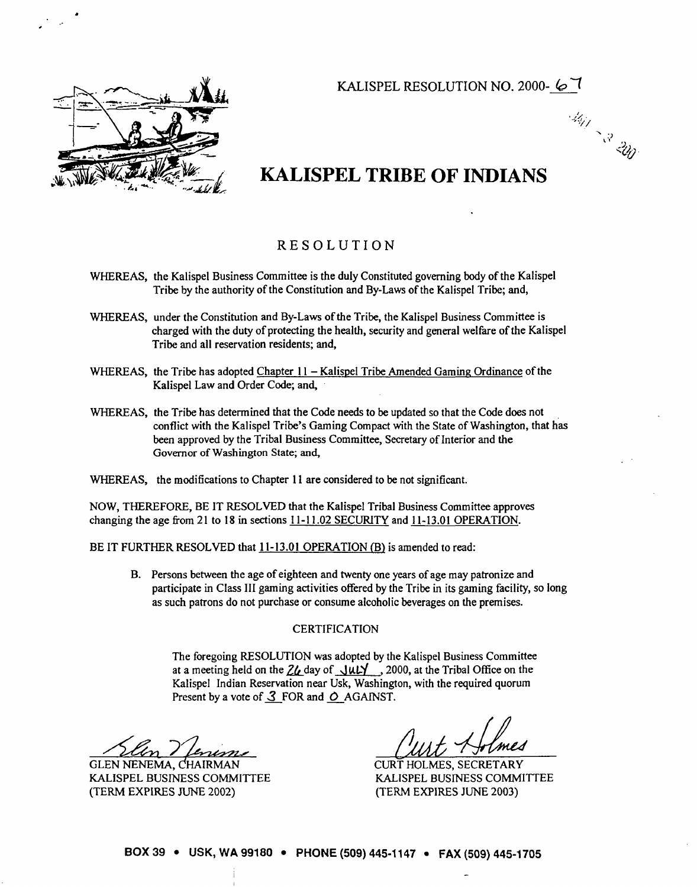KALISPEL RESOLUTION NO. 2000-67

# KALISPEL TRIBE OF INDIANS

## RESOLUTION

WHEREAS, the Kalispel Business Committee is the duly Constituted governing body of the Kalispel Tribe by the authority of the Constitution and By-Laws of the Kalispel Tribe; and,

WHEREAS, under the Constitution and By-Laws of the Tribe, the Kalispel Business Committee is charged with the duty of protecting the health, security and general welfare of the Kalispel Tribe and all reservation residents; and,

WHEREAS, the Tribe has adopted Chapter 11 – Kalispel Tribe Amended Gaming Ordinance of the Kalispel Law and Order Code; and,

WHEREAS, the Tribe has determined that the Code needs to be updated so that the Code does not conflict with the Kalispel Tribe's Gaming Compact with the State of Washington, that has been approved by the Tribal Business Committee, Secretary of Interior and the Governor of Washington State; and,

WHEREAS, the modifications to Chapter 11 are considered to be not significant.

NOW, THEREFORE, BE IT RESOLVED that the Kalispel Tribal Business Committee approves changing the age from 21 to 18 in sections 11-11.02 SECURITY and 11-13.01 OPERATION.

BE IT FURTHER RESOLVED that 11-13.01 OPERATION (B) is amended to read:

> B. Persons between the age of eighteen and twenty one years of age may patronize and participate in Class III gaming activities offered by the Tribe in its gaming facility, so long as such patrons do not purchase or consume alcoholic beverages on the premises.

### CERTIFICATION

The foregoing RESOLUTION was adopted by the Kalispel Business Committee at a meeting held on the 26 day of JULY, 2000, at the Tribal Office on the Kalispel Indian Reservation near Usk, Washington, with the required quorum Present by a vote of 3 FOR and 0 AGAINST.

GLEN NENEMA, CHAIRMAN
KALISPEL BUSINESS COMMITTEE
(TERM EXPIRES JUNE 2002)

CURT HOLMES, SECRETARY
KALISPEL BUSINESS COMMITTEE
(TERM EXPIRES JUNE 2003)

BOX 39 • USK, WA 99180 • PHONE (509) 445-1147 • FAX (509) 445-1705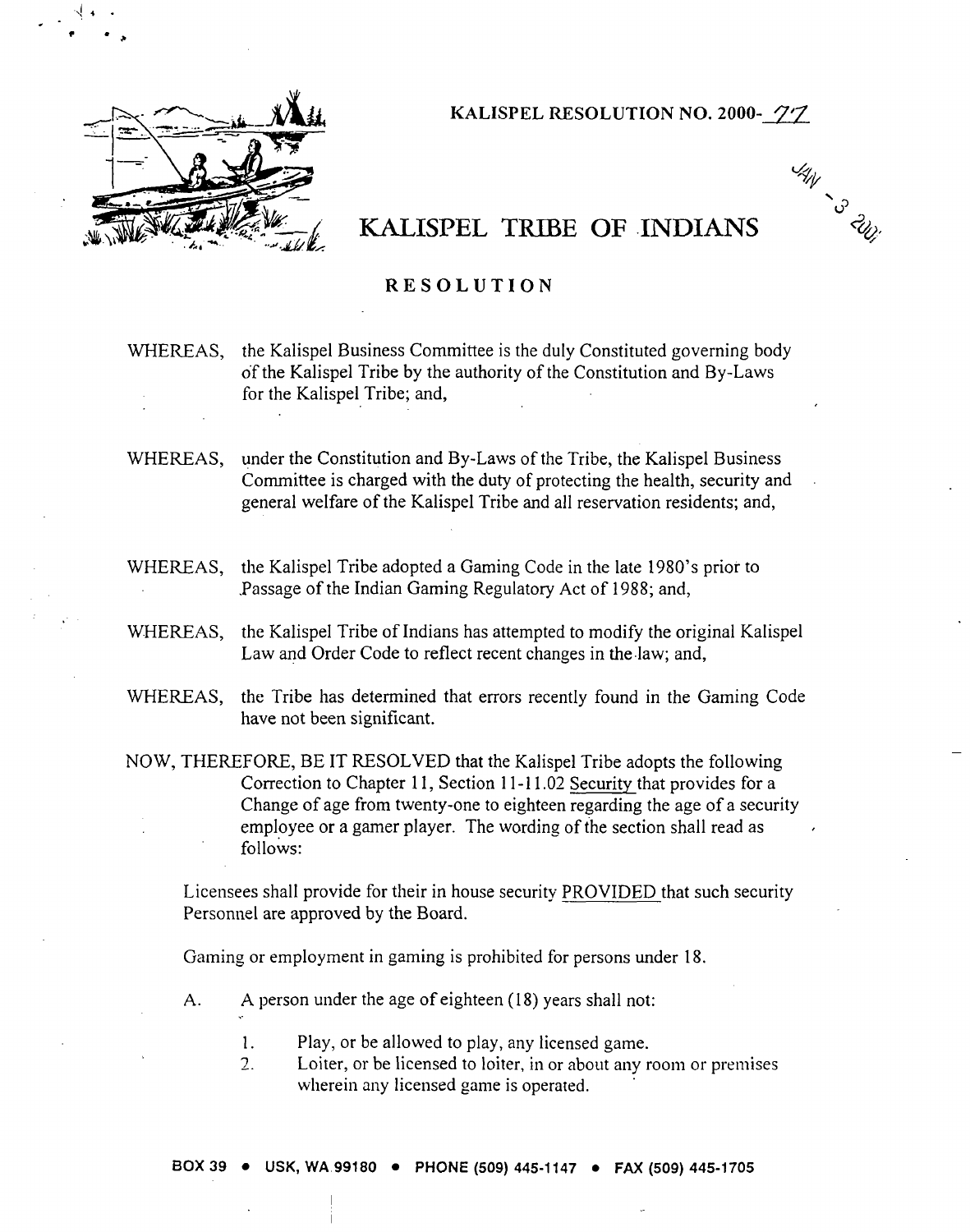KALISPEL RESOLUTION NO. 2000-77

JAN -3 2001

# KALISPEL TRIBE OF INDIANS

## RESOLUTION

WHEREAS, the Kalispel Business Committee is the duly Constituted governing body of the Kalispel Tribe by the authority of the Constitution and By-Laws for the Kalispel Tribe; and,

WHEREAS, under the Constitution and By-Laws of the Tribe, the Kalispel Business Committee is charged with the duty of protecting the health, security and general welfare of the Kalispel Tribe and all reservation residents; and,

WHEREAS, the Kalispel Tribe adopted a Gaming Code in the late 1980's prior to Passage of the Indian Gaming Regulatory Act of 1988; and,

WHEREAS, the Kalispel Tribe of Indians has attempted to modify the original Kalispel Law and Order Code to reflect recent changes in the law; and,

WHEREAS, the Tribe has determined that errors recently found in the Gaming Code have not been significant.

NOW, THEREFORE, BE IT RESOLVED that the Kalispel Tribe adopts the following Correction to Chapter 11, Section 11-11.02 Security that provides for a Change of age from twenty-one to eighteen regarding the age of a security employee or a gamer player. The wording of the section shall read as follows:

Licensees shall provide for their in house security PROVIDED that such security Personnel are approved by the Board.

Gaming or employment in gaming is prohibited for persons under 18.

A. A person under the age of eighteen (18) years shall not:

1. Play, or be allowed to play, any licensed game.
2. Loiter, or be licensed to loiter, in or about any room or premises wherein any licensed game is operated.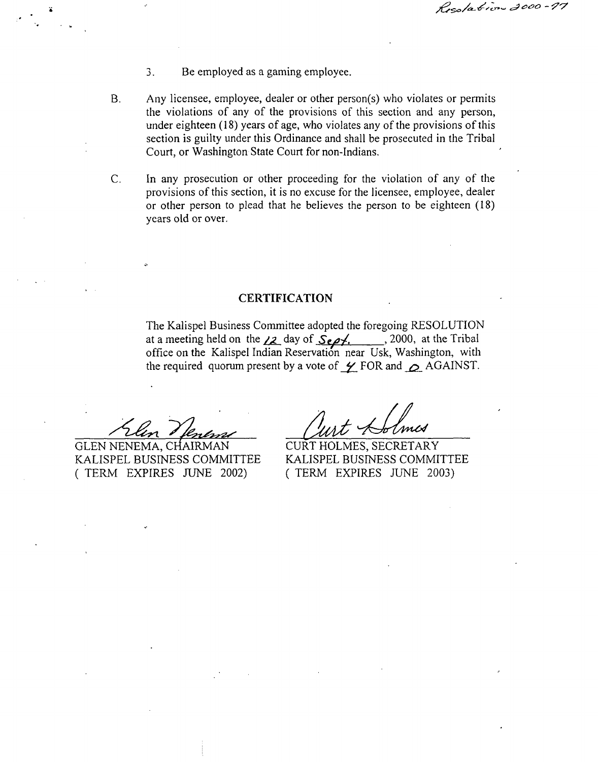Resolution 2000-77

3. Be employed as a gaming employee.

B. Any licensee, employee, dealer or other person(s) who violates or permits the violations of any of the provisions of this section and any person, under eighteen (18) years of age, who violates any of the provisions of this section is guilty under this Ordinance and shall be prosecuted in the Tribal Court, or Washington State Court for non-Indians.

C. In any prosecution or other proceeding for the violation of any of the provisions of this section, it is no excuse for the licensee, employee, dealer or other person to plead that he believes the person to be eighteen (18) years old or over.

## CERTIFICATION

The Kalispel Business Committee adopted the foregoing RESOLUTION at a meeting held on the 12 day of Sept., 2000, at the Tribal office on the Kalispel Indian Reservation near Usk, Washington, with the required quorum present by a vote of 4 FOR and 0 AGAINST.

Glen Nenema
GLEN NENEMA, CHAIRMAN
KALISPEL BUSINESS COMMITTEE
( TERM EXPIRES JUNE 2002)

Curt Holmes
CURT HOLMES, SECRETARY
KALISPEL BUSINESS COMMITTEE
( TERM EXPIRES JUNE 2003)